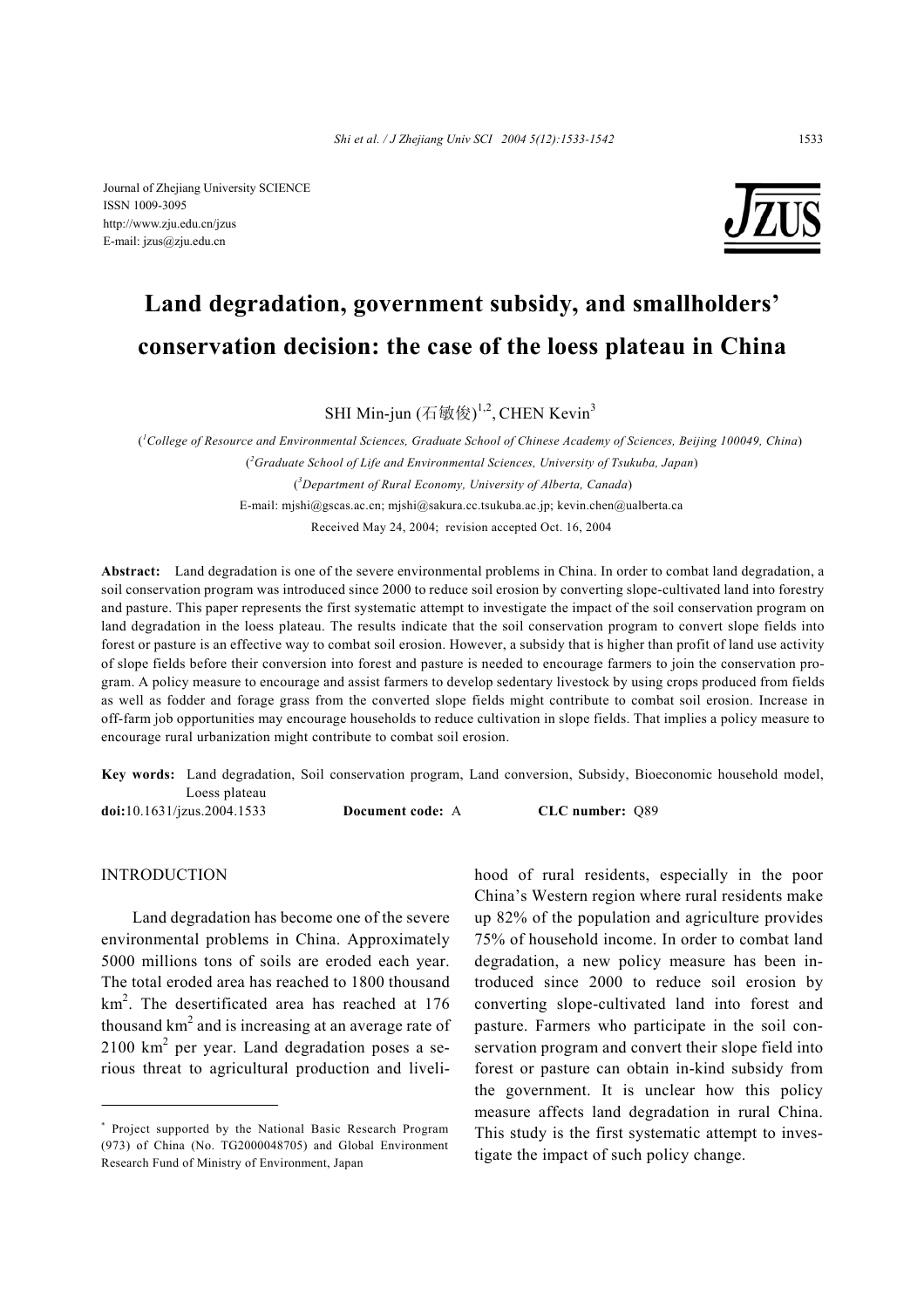Journal of Zhejiang University SCIENCE
ISSN 1009-3095
http://www.zju.edu.cn/jzus
E-mail: jzus@zju.edu.cn

# Land degradation, government subsidy, and smallholders' conservation decision: the case of the loess plateau in China

SHI Min-jun (石敏俊)[1,2], CHEN Kevin[3]

([1]College of Resource and Environmental Sciences, Graduate School of Chinese Academy of Sciences, Beijing 100049, China)

([2]Graduate School of Life and Environmental Sciences, University of Tsukuba, Japan)

([3]Department of Rural Economy, University of Alberta, Canada)

E-mail: mjshi@gscas.ac.cn; mjshi@sakura.cc.tsukuba.ac.jp; kevin.chen@ualberta.ca

Received May 24, 2004; revision accepted Oct. 16, 2004

**Abstract:** Land degradation is one of the severe environmental problems in China. In order to combat land degradation, a soil conservation program was introduced since 2000 to reduce soil erosion by converting slope-cultivated land into forestry and pasture. This paper represents the first systematic attempt to investigate the impact of the soil conservation program on land degradation in the loess plateau. The results indicate that the soil conservation program to convert slope fields into forest or pasture is an effective way to combat soil erosion. However, a subsidy that is higher than profit of land use activity of slope fields before their conversion into forest and pasture is needed to encourage farmers to join the conservation program. A policy measure to encourage and assist farmers to develop sedentary livestock by using crops produced from fields as well as fodder and forage grass from the converted slope fields might contribute to combat soil erosion. Increase in off-farm job opportunities may encourage households to reduce cultivation in slope fields. That implies a policy measure to encourage rural urbanization might contribute to combat soil erosion.

**Key words:** Land degradation, Soil conservation program, Land conversion, Subsidy, Bioeconomic household model, Loess plateau

**doi:**10.1631/jzus.2004.1533 **Document code:** A **CLC number:** Q89

## INTRODUCTION

Land degradation has become one of the severe environmental problems in China. Approximately 5000 millions tons of soils are eroded each year. The total eroded area has reached to 1800 thousand $km^2$. The desertificated area has reached at 176 thousand $km^2$ and is increasing at an average rate of 2100 $km^2$ per year. Land degradation poses a serious threat to agricultural production and livelihood of rural residents, especially in the poor China's Western region where rural residents make up 82% of the population and agriculture provides 75% of household income. In order to combat land degradation, a new policy measure has been introduced since 2000 to reduce soil erosion by converting slope-cultivated land into forest and pasture. Farmers who participate in the soil conservation program and convert their slope field into forest or pasture can obtain in-kind subsidy from the government. It is unclear how this policy measure affects land degradation in rural China. This study is the first systematic attempt to investigate the impact of such policy change.

* Project supported by the National Basic Research Program (973) of China (No. TG2000048705) and Global Environment Research Fund of Ministry of Environment, Japan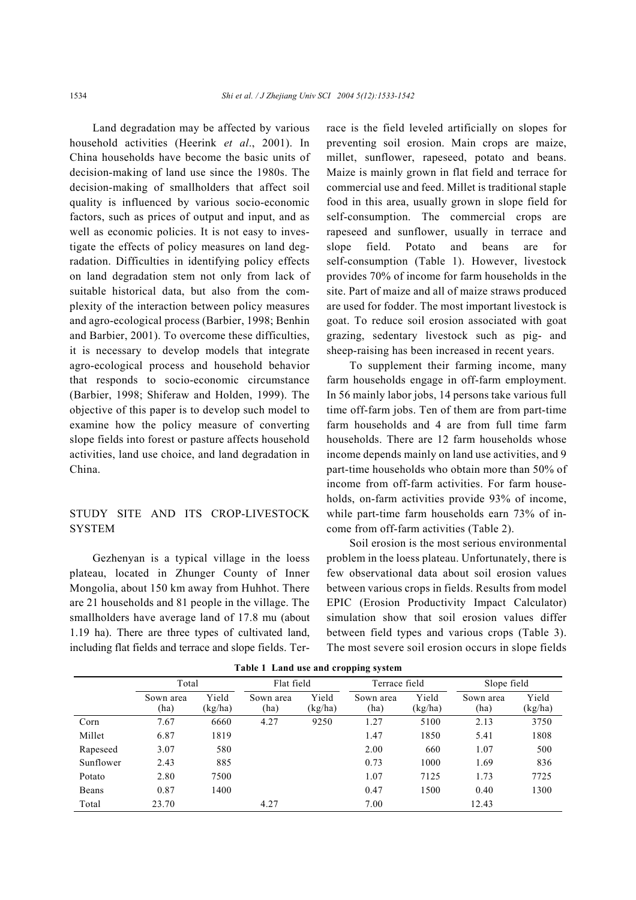Land degradation may be affected by various household activities (Heerink *et al*., 2001). In China households have become the basic units of decision-making of land use since the 1980s. The decision-making of smallholders that affect soil quality is influenced by various socio-economic factors, such as prices of output and input, and as well as economic policies. It is not easy to investigate the effects of policy measures on land degradation. Difficulties in identifying policy effects on land degradation stem not only from lack of suitable historical data, but also from the complexity of the interaction between policy measures and agro-ecological process (Barbier, 1998; Benhin and Barbier, 2001). To overcome these difficulties, it is necessary to develop models that integrate agro-ecological process and household behavior that responds to socio-economic circumstance (Barbier, 1998; Shiferaw and Holden, 1999). The objective of this paper is to develop such model to examine how the policy measure of converting slope fields into forest or pasture affects household activities, land use choice, and land degradation in China.

## STUDY SITE AND ITS CROP-LIVESTOCK SYSTEM

Gezhenyan is a typical village in the loess plateau, located in Zhunger County of Inner Mongolia, about 150 km away from Huhhot. There are 21 households and 81 people in the village. The smallholders have average land of 17.8 mu (about 1.19 ha). There are three types of cultivated land, including flat fields and terrace and slope fields. Terrace is the field leveled artificially on slopes for preventing soil erosion. Main crops are maize, millet, sunflower, rapeseed, potato and beans. Maize is mainly grown in flat field and terrace for commercial use and feed. Millet is traditional staple food in this area, usually grown in slope field for self-consumption. The commercial crops are rapeseed and sunflower, usually in terrace and slope field. Potato and beans are for self-consumption (Table 1). However, livestock provides 70% of income for farm households in the site. Part of maize and all of maize straws produced are used for fodder. The most important livestock is goat. To reduce soil erosion associated with goat grazing, sedentary livestock such as pig- and sheep-raising has been increased in recent years.

To supplement their farming income, many farm households engage in off-farm employment. In 56 mainly labor jobs, 14 persons take various full time off-farm jobs. Ten of them are from part-time farm households and 4 are from full time farm households. There are 12 farm households whose income depends mainly on land use activities, and 9 part-time households who obtain more than 50% of income from off-farm activities. For farm households, on-farm activities provide 93% of income, while part-time farm households earn 73% of income from off-farm activities (Table 2).

Soil erosion is the most serious environmental problem in the loess plateau. Unfortunately, there is few observational data about soil erosion values between various crops in fields. Results from model EPIC (Erosion Productivity Impact Calculator) simulation show that soil erosion values differ between field types and various crops (Table 3). The most severe soil erosion occurs in slope fields

**Table 1 Land use and cropping system**

| | Total | | Flat field | | Terrace field | | Slope field | |
|---|---|---|---|---|---|---|---|---|
| | Sown area (ha) | Yield (kg/ha) | Sown area (ha) | Yield (kg/ha) | Sown area (ha) | Yield (kg/ha) | Sown area (ha) | Yield (kg/ha) |
| Corn | 7.67 | 6660 | 4.27 | 9250 | 1.27 | 5100 | 2.13 | 3750 |
| Millet | 6.87 | 1819 | | | 1.47 | 1850 | 5.41 | 1808 |
| Rapeseed | 3.07 | 580 | | | 2.00 | 660 | 1.07 | 500 |
| Sunflower | 2.43 | 885 | | | 0.73 | 1000 | 1.69 | 836 |
| Potato | 2.80 | 7500 | | | 1.07 | 7125 | 1.73 | 7725 |
| Beans | 0.87 | 1400 | | | 0.47 | 1500 | 0.40 | 1300 |
| Total | 23.70 | | 4.27 | | 7.00 | | 12.43 | |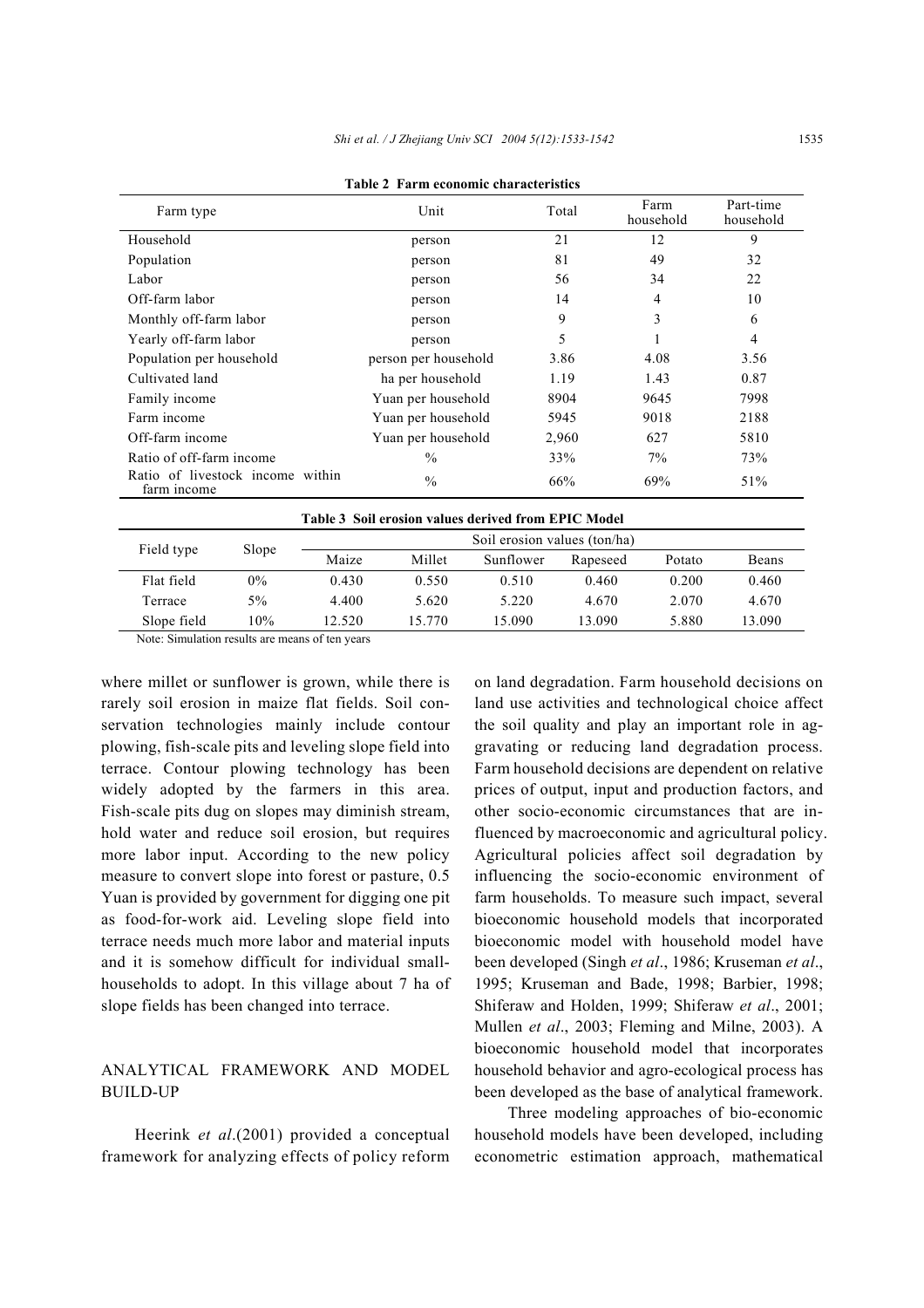**Table 2 Farm economic characteristics**

| Farm type | Unit | Total | Farm household | Part-time household |
|---|---|---|---|---|
| Household | person | 21 | 12 | 9 |
| Population | person | 81 | 49 | 32 |
| Labor | person | 56 | 34 | 22 |
| Off-farm labor | person | 14 | 4 | 10 |
| Monthly off-farm labor | person | 9 | 3 | 6 |
| Yearly off-farm labor | person | 5 | 1 | 4 |
| Population per household | person per household | 3.86 | 4.08 | 3.56 |
| Cultivated land | ha per household | 1.19 | 1.43 | 0.87 |
| Family income | Yuan per household | 8904 | 9645 | 7998 |
| Farm income | Yuan per household | 5945 | 9018 | 2188 |
| Off-farm income | Yuan per household | 2,960 | 627 | 5810 |
| Ratio of off-farm income | % | 33% | 7% | 73% |
| Ratio of livestock income within farm income | % | 66% | 69% | 51% |

**Table 3 Soil erosion values derived from EPIC Model**

| Field type | Slope | Soil erosion values (ton/ha) | | | | | |
|---|---|---|---|---|---|---|---|
| | | Maize | Millet | Sunflower | Rapeseed | Potato | Beans |
| Flat field | 0% | 0.430 | 0.550 | 0.510 | 0.460 | 0.200 | 0.460 |
| Terrace | 5% | 4.400 | 5.620 | 5.220 | 4.670 | 2.070 | 4.670 |
| Slope field | 10% | 12.520 | 15.770 | 15.090 | 13.090 | 5.880 | 13.090 |

Note: Simulation results are means of ten years

where millet or sunflower is grown, while there is rarely soil erosion in maize flat fields. Soil conservation technologies mainly include contour plowing, fish-scale pits and leveling slope field into terrace. Contour plowing technology has been widely adopted by the farmers in this area. Fish-scale pits dug on slopes may diminish stream, hold water and reduce soil erosion, but requires more labor input. According to the new policy measure to convert slope into forest or pasture, 0.5 Yuan is provided by government for digging one pit as food-for-work aid. Leveling slope field into terrace needs much more labor and material inputs and it is somehow difficult for individual small-households to adopt. In this village about 7 ha of slope fields has been changed into terrace.

## ANALYTICAL FRAMEWORK AND MODEL BUILD-UP

Heerink *et al*.(2001) provided a conceptual framework for analyzing effects of policy reform on land degradation. Farm household decisions on land use activities and technological choice affect the soil quality and play an important role in aggravating or reducing land degradation process. Farm household decisions are dependent on relative prices of output, input and production factors, and other socio-economic circumstances that are influenced by macroeconomic and agricultural policy. Agricultural policies affect soil degradation by influencing the socio-economic environment of farm households. To measure such impact, several bioeconomic household models that incorporated bioeconomic model with household model have been developed (Singh *et al*., 1986; Kruseman *et al*., 1995; Kruseman and Bade, 1998; Barbier, 1998; Shiferaw and Holden, 1999; Shiferaw *et al*., 2001; Mullen *et al*., 2003; Fleming and Milne, 2003). A bioeconomic household model that incorporates household behavior and agro-ecological process has been developed as the base of analytical framework.

Three modeling approaches of bio-economic household models have been developed, including econometric estimation approach, mathematical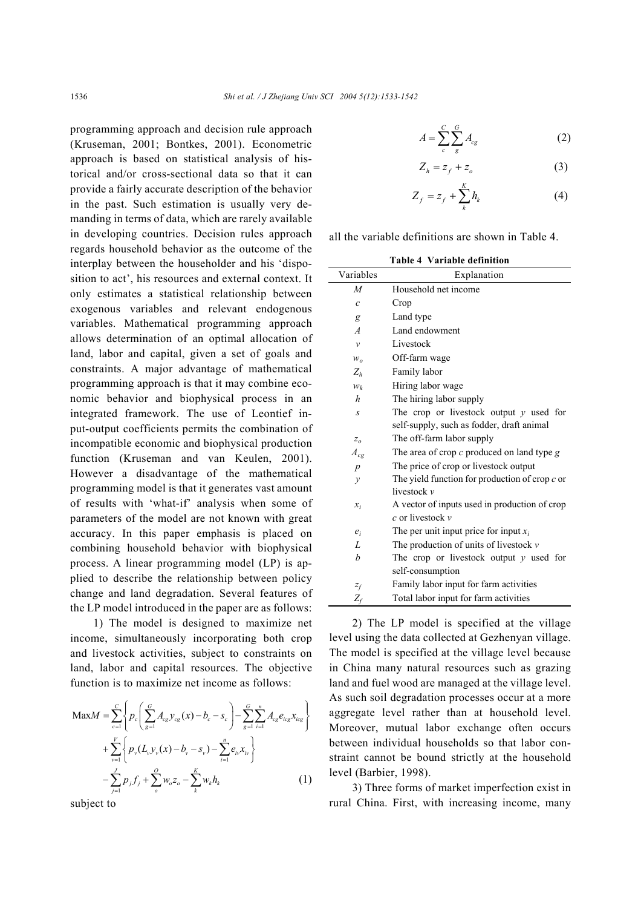programming approach and decision rule approach (Kruseman, 2001; Bontkes, 2001). Econometric approach is based on statistical analysis of historical and/or cross-sectional data so that it can provide a fairly accurate description of the behavior in the past. Such estimation is usually very demanding in terms of data, which are rarely available in developing countries. Decision rules approach regards household behavior as the outcome of the interplay between the householder and his 'disposition to act', his resources and external context. It only estimates a statistical relationship between exogenous variables and relevant endogenous variables. Mathematical programming approach allows determination of an optimal allocation of land, labor and capital, given a set of goals and constraints. A major advantage of mathematical programming approach is that it may combine economic behavior and biophysical process in an integrated framework. The use of Leontief input-output coefficients permits the combination of incompatible economic and biophysical production function (Kruseman and van Keulen, 2001). However a disadvantage of the mathematical programming model is that it generates vast amount of results with 'what-if' analysis when some of parameters of the model are not known with great accuracy. In this paper emphasis is placed on combining household behavior with biophysical process. A linear programming model (LP) is applied to describe the relationship between policy change and land degradation. Several features of the LP model introduced in the paper are as follows:

1) The model is designed to maximize net income, simultaneously incorporating both crop and livestock activities, subject to constraints on land, labor and capital resources. The objective function is to maximize net income as follows:

$$\begin{aligned}\text{Max}M = &\sum_{c=1}^{C}\left\{p_c\left(\sum_{g=1}^{G}A_{cg}y_{cg}(x) - b_c - s_c\right) - \sum_{g=1}^{G}\sum_{i=1}^{n}A_{cg}e_{icg}x_{icg}\right\} \\ &+ \sum_{v=1}^{V}\left\{p_v(L_v y_v(x) - b_v - s_v) - \sum_{i=1}^{n}e_{iv}x_{iv}\right\} \\ &- \sum_{j=1}^{J}p_j f_j + \sum_{o}^{O}w_o z_o - \sum_{k}^{K}w_k h_k \end{aligned} \tag{1}$$

subject to

$$A = \sum_{c}^{C}\sum_{g}^{G}A_{cg} \tag{2}$$

$$Z_h = z_f + z_o \tag{3}$$

$$Z_f = z_f + \sum_{k}^{K}h_k \tag{4}$$

all the variable definitions are shown in Table 4.

**Table 4 Variable definition**

| Variables | Explanation |
|---|---|
| $M$ | Household net income |
| $c$ | Crop |
| $g$ | Land type |
| $A$ | Land endowment |
| $v$ | Livestock |
| $w_o$ | Off-farm wage |
| $Z_h$ | Family labor |
| $w_k$ | Hiring labor wage |
| $h$ | The hiring labor supply |
| $s$ | The crop or livestock output $y$ used for self-supply, such as fodder, draft animal |
| $z_o$ | The off-farm labor supply |
| $A_{cg}$ | The area of crop $c$ produced on land type $g$ |
| $p$ | The price of crop or livestock output |
| $y$ | The yield function for production of crop $c$ or livestock $v$ |
| $x_i$ | A vector of inputs used in production of crop $c$ or livestock $v$ |
| $e_i$ | The per unit input price for input $x_i$ |
| $L$ | The production of units of livestock $v$ |
| $b$ | The crop or livestock output $y$ used for self-consumption |
| $z_f$ | Family labor input for farm activities |
| $Z_f$ | Total labor input for farm activities |

2) The LP model is specified at the village level using the data collected at Gezhenyan village. The model is specified at the village level because in China many natural resources such as grazing land and fuel wood are managed at the village level. As such soil degradation processes occur at a more aggregate level rather than at household level. Moreover, mutual labor exchange often occurs between individual households so that labor constraint cannot be bound strictly at the household level (Barbier, 1998).

3) Three forms of market imperfection exist in rural China. First, with increasing income, many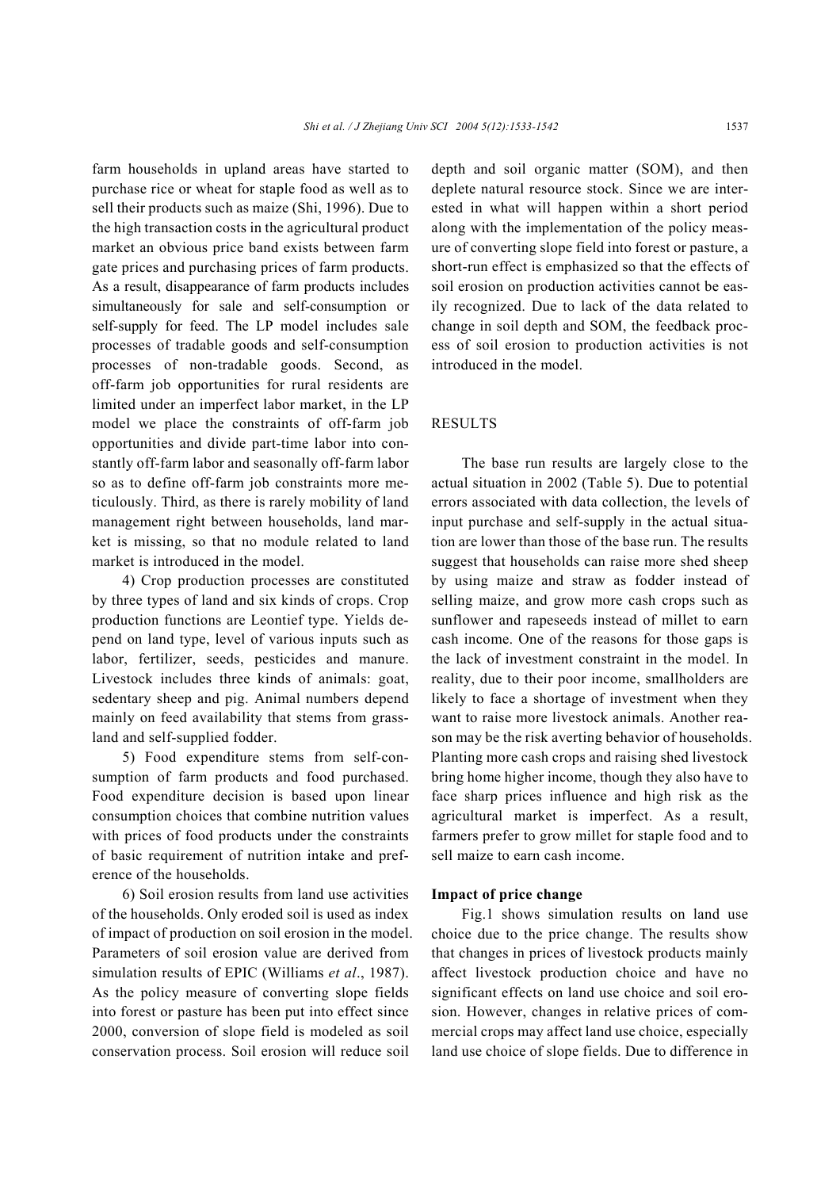farm households in upland areas have started to purchase rice or wheat for staple food as well as to sell their products such as maize (Shi, 1996). Due to the high transaction costs in the agricultural product market an obvious price band exists between farm gate prices and purchasing prices of farm products. As a result, disappearance of farm products includes simultaneously for sale and self-consumption or self-supply for feed. The LP model includes sale processes of tradable goods and self-consumption processes of non-tradable goods. Second, as off-farm job opportunities for rural residents are limited under an imperfect labor market, in the LP model we place the constraints of off-farm job opportunities and divide part-time labor into constantly off-farm labor and seasonally off-farm labor so as to define off-farm job constraints more meticulously. Third, as there is rarely mobility of land management right between households, land market is missing, so that no module related to land market is introduced in the model.

4) Crop production processes are constituted by three types of land and six kinds of crops. Crop production functions are Leontief type. Yields depend on land type, level of various inputs such as labor, fertilizer, seeds, pesticides and manure. Livestock includes three kinds of animals: goat, sedentary sheep and pig. Animal numbers depend mainly on feed availability that stems from grassland and self-supplied fodder.

5) Food expenditure stems from self-consumption of farm products and food purchased. Food expenditure decision is based upon linear consumption choices that combine nutrition values with prices of food products under the constraints of basic requirement of nutrition intake and preference of the households.

6) Soil erosion results from land use activities of the households. Only eroded soil is used as index of impact of production on soil erosion in the model. Parameters of soil erosion value are derived from simulation results of EPIC (Williams *et al*., 1987). As the policy measure of converting slope fields into forest or pasture has been put into effect since 2000, conversion of slope field is modeled as soil conservation process. Soil erosion will reduce soil depth and soil organic matter (SOM), and then deplete natural resource stock. Since we are interested in what will happen within a short period along with the implementation of the policy measure of converting slope field into forest or pasture, a short-run effect is emphasized so that the effects of soil erosion on production activities cannot be easily recognized. Due to lack of the data related to change in soil depth and SOM, the feedback process of soil erosion to production activities is not introduced in the model.

## RESULTS

The base run results are largely close to the actual situation in 2002 (Table 5). Due to potential errors associated with data collection, the levels of input purchase and self-supply in the actual situation are lower than those of the base run. The results suggest that households can raise more shed sheep by using maize and straw as fodder instead of selling maize, and grow more cash crops such as sunflower and rapeseeds instead of millet to earn cash income. One of the reasons for those gaps is the lack of investment constraint in the model. In reality, due to their poor income, smallholders are likely to face a shortage of investment when they want to raise more livestock animals. Another reason may be the risk averting behavior of households. Planting more cash crops and raising shed livestock bring home higher income, though they also have to face sharp prices influence and high risk as the agricultural market is imperfect. As a result, farmers prefer to grow millet for staple food and to sell maize to earn cash income.

### Impact of price change

Fig.1 shows simulation results on land use choice due to the price change. The results show that changes in prices of livestock products mainly affect livestock production choice and have no significant effects on land use choice and soil erosion. However, changes in relative prices of commercial crops may affect land use choice, especially land use choice of slope fields. Due to difference in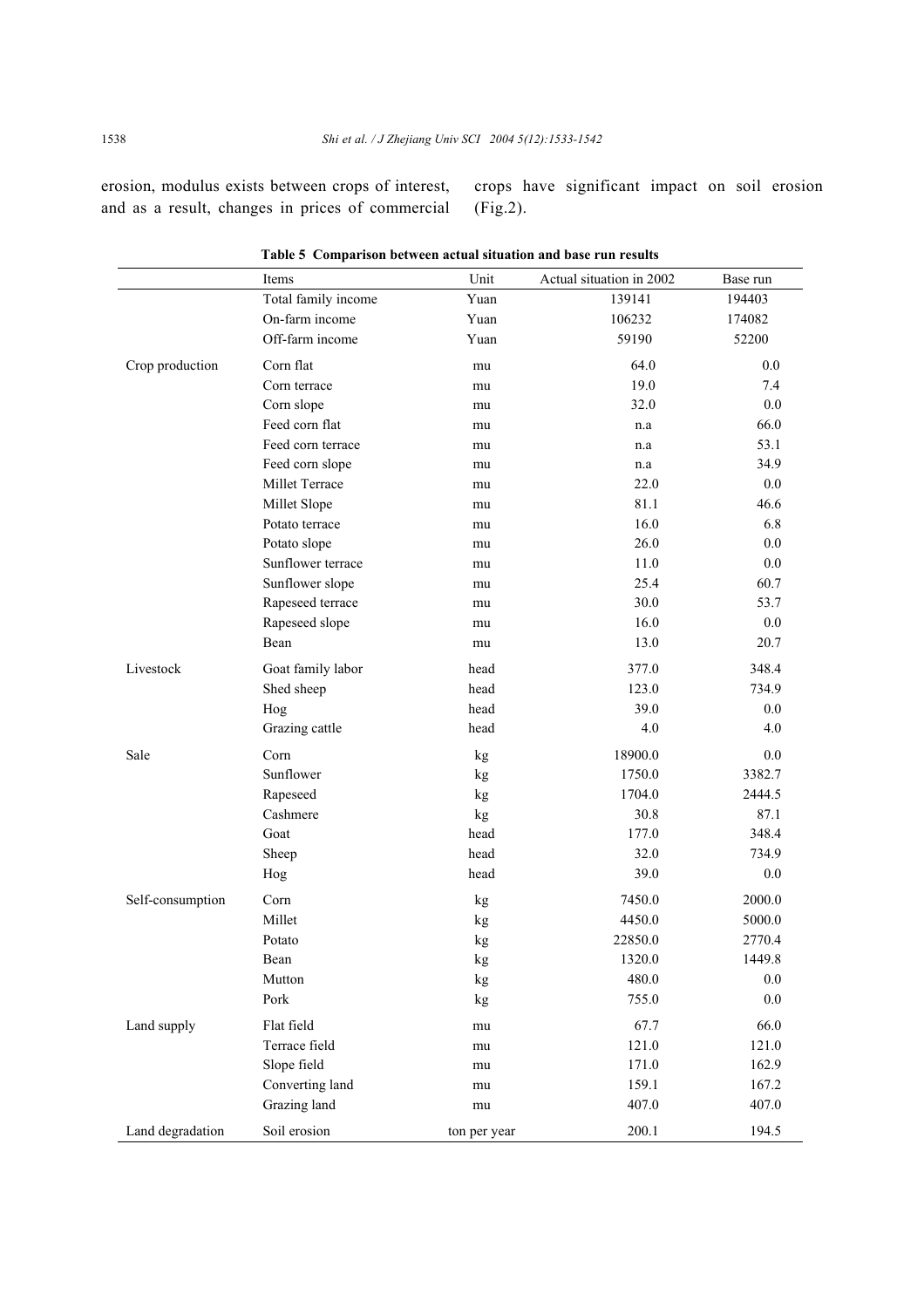erosion, modulus exists between crops of interest, and as a result, changes in prices of commercial crops have significant impact on soil erosion (Fig.2).

**Table 5 Comparison between actual situation and base run results**

| | Items | Unit | Actual situation in 2002 | Base run |
|---|---|---|---|---|
| | Total family income | Yuan | 139141 | 194403 |
| | On-farm income | Yuan | 106232 | 174082 |
| | Off-farm income | Yuan | 59190 | 52200 |
| Crop production | Corn flat | mu | 64.0 | 0.0 |
| | Corn terrace | mu | 19.0 | 7.4 |
| | Corn slope | mu | 32.0 | 0.0 |
| | Feed corn flat | mu | n.a | 66.0 |
| | Feed corn terrace | mu | n.a | 53.1 |
| | Feed corn slope | mu | n.a | 34.9 |
| | Millet Terrace | mu | 22.0 | 0.0 |
| | Millet Slope | mu | 81.1 | 46.6 |
| | Potato terrace | mu | 16.0 | 6.8 |
| | Potato slope | mu | 26.0 | 0.0 |
| | Sunflower terrace | mu | 11.0 | 0.0 |
| | Sunflower slope | mu | 25.4 | 60.7 |
| | Rapeseed terrace | mu | 30.0 | 53.7 |
| | Rapeseed slope | mu | 16.0 | 0.0 |
| | Bean | mu | 13.0 | 20.7 |
| Livestock | Goat family labor | head | 377.0 | 348.4 |
| | Shed sheep | head | 123.0 | 734.9 |
| | Hog | head | 39.0 | 0.0 |
| | Grazing cattle | head | 4.0 | 4.0 |
| Sale | Corn | kg | 18900.0 | 0.0 |
| | Sunflower | kg | 1750.0 | 3382.7 |
| | Rapeseed | kg | 1704.0 | 2444.5 |
| | Cashmere | kg | 30.8 | 87.1 |
| | Goat | head | 177.0 | 348.4 |
| | Sheep | head | 32.0 | 734.9 |
| | Hog | head | 39.0 | 0.0 |
| Self-consumption | Corn | kg | 7450.0 | 2000.0 |
| | Millet | kg | 4450.0 | 5000.0 |
| | Potato | kg | 22850.0 | 2770.4 |
| | Bean | kg | 1320.0 | 1449.8 |
| | Mutton | kg | 480.0 | 0.0 |
| | Pork | kg | 755.0 | 0.0 |
| Land supply | Flat field | mu | 67.7 | 66.0 |
| | Terrace field | mu | 121.0 | 121.0 |
| | Slope field | mu | 171.0 | 162.9 |
| | Converting land | mu | 159.1 | 167.2 |
| | Grazing land | mu | 407.0 | 407.0 |
| Land degradation | Soil erosion | ton per year | 200.1 | 194.5 |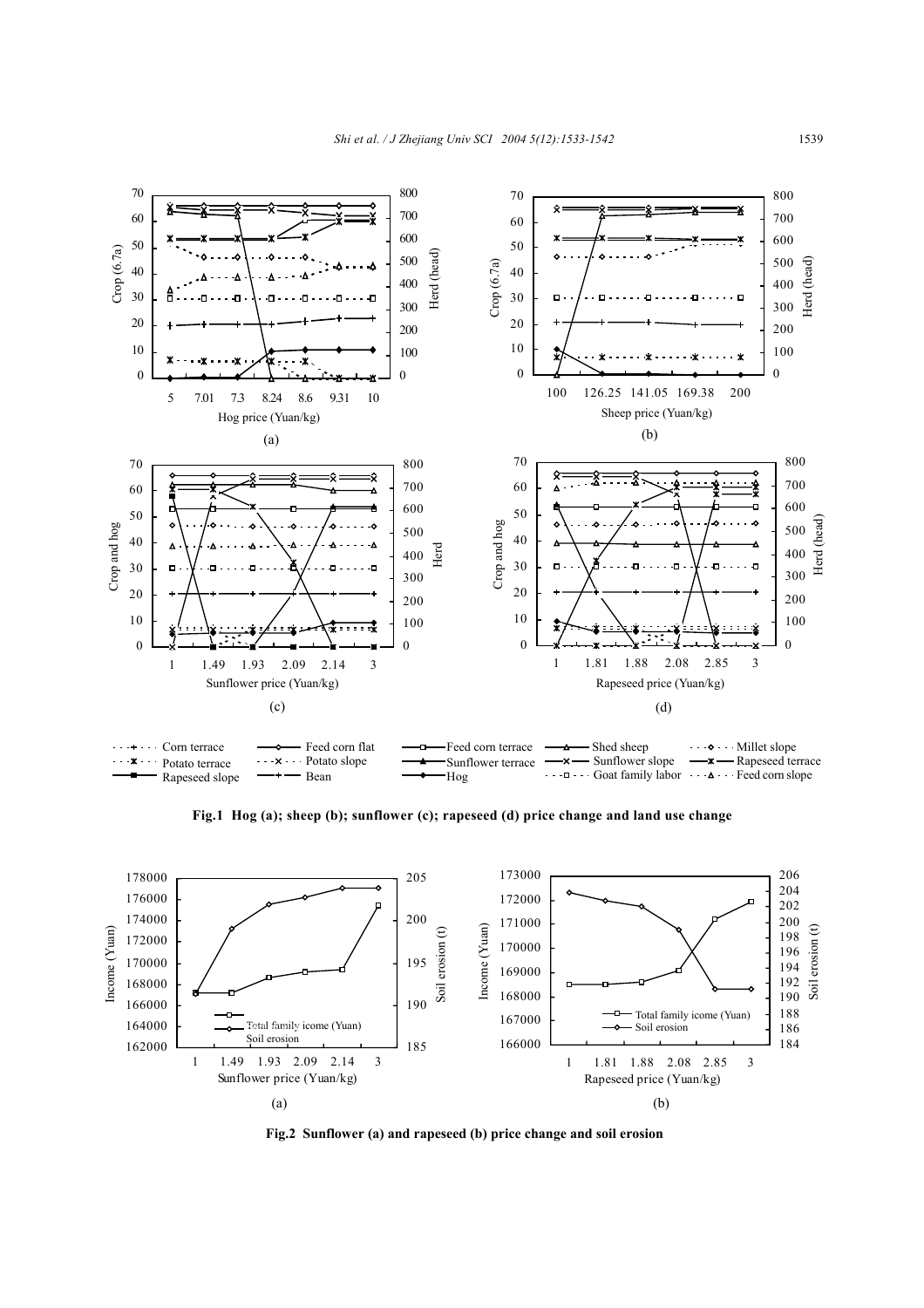Fig.1 Hog (a); sheep (b); sunflower (c); rapeseed (d) price change and land use change

Fig.2 Sunflower (a) and rapeseed (b) price change and soil erosion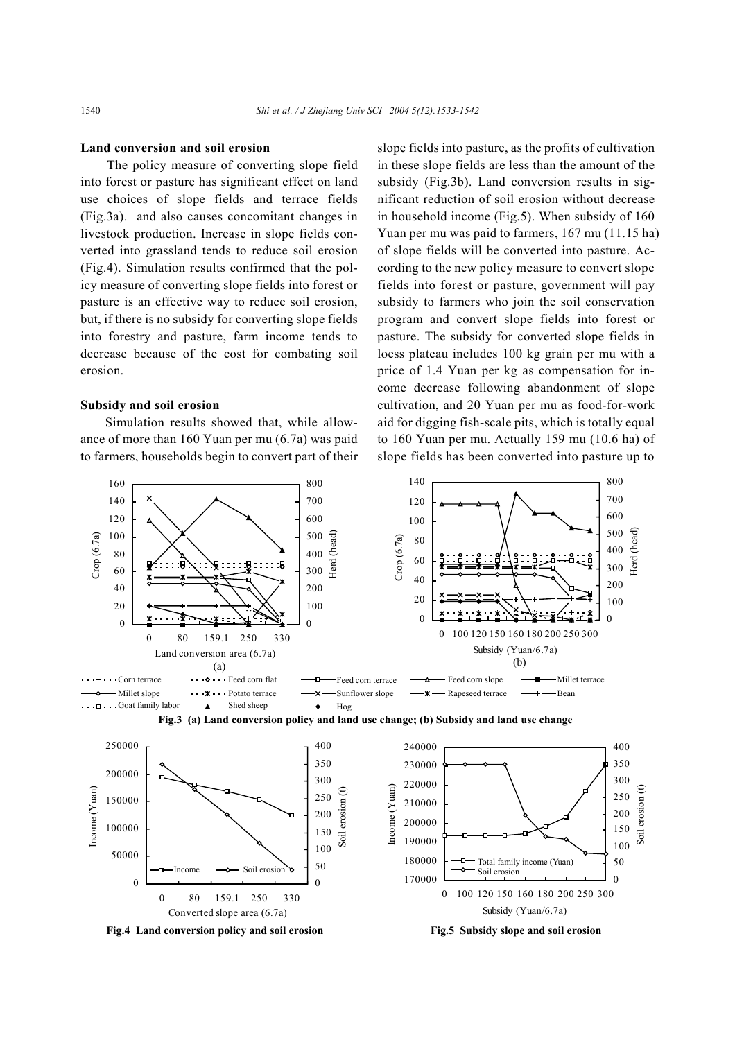## Land conversion and soil erosion

The policy measure of converting slope field into forest or pasture has significant effect on land use choices of slope fields and terrace fields (Fig.3a). and also causes concomitant changes in livestock production. Increase in slope fields converted into grassland tends to reduce soil erosion (Fig.4). Simulation results confirmed that the policy measure of converting slope fields into forest or pasture is an effective way to reduce soil erosion, but, if there is no subsidy for converting slope fields into forestry and pasture, farm income tends to decrease because of the cost for combating soil erosion.

## Subsidy and soil erosion

Simulation results showed that, while allowance of more than 160 Yuan per mu (6.7a) was paid to farmers, households begin to convert part of their slope fields into pasture, as the profits of cultivation in these slope fields are less than the amount of the subsidy (Fig.3b). Land conversion results in significant reduction of soil erosion without decrease in household income (Fig.5). When subsidy of 160 Yuan per mu was paid to farmers, 167 mu (11.15 ha) of slope fields will be converted into pasture. According to the new policy measure to convert slope fields into forest or pasture, government will pay subsidy to farmers who join the soil conservation program and convert slope fields into forest or pasture. The subsidy for converted slope fields in loess plateau includes 100 kg grain per mu with a price of 1.4 Yuan per kg as compensation for income decrease following abandonment of slope cultivation, and 20 Yuan per mu as food-for-work aid for digging fish-scale pits, which is totally equal to 160 Yuan per mu. Actually 159 mu (10.6 ha) of slope fields has been converted into pasture up to

**Fig.3 (a) Land conversion policy and land use change; (b) Subsidy and land use change**

**Fig.4 Land conversion policy and soil erosion**

**Fig.5 Subsidy slope and soil erosion**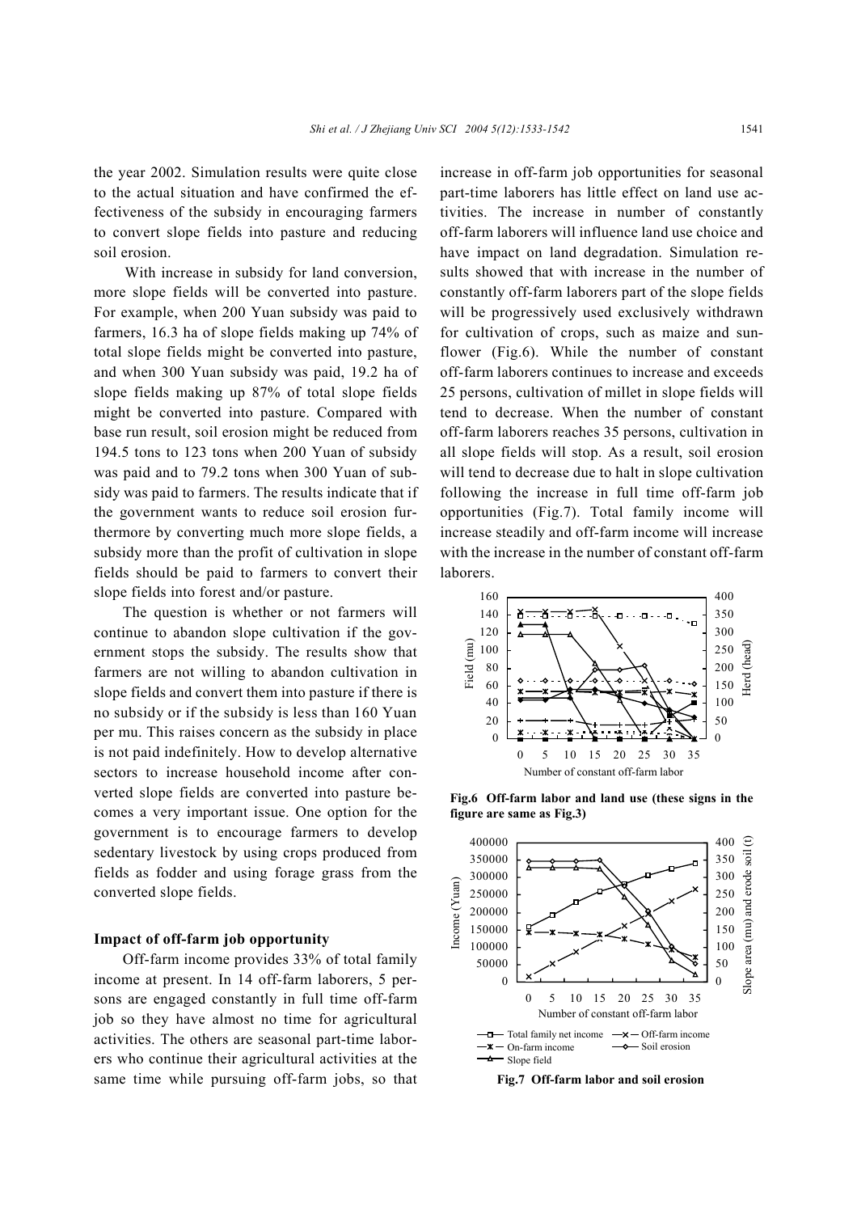the year 2002. Simulation results were quite close to the actual situation and have confirmed the effectiveness of the subsidy in encouraging farmers to convert slope fields into pasture and reducing soil erosion.

With increase in subsidy for land conversion, more slope fields will be converted into pasture. For example, when 200 Yuan subsidy was paid to farmers, 16.3 ha of slope fields making up 74% of total slope fields might be converted into pasture, and when 300 Yuan subsidy was paid, 19.2 ha of slope fields making up 87% of total slope fields might be converted into pasture. Compared with base run result, soil erosion might be reduced from 194.5 tons to 123 tons when 200 Yuan of subsidy was paid and to 79.2 tons when 300 Yuan of subsidy was paid to farmers. The results indicate that if the government wants to reduce soil erosion furthermore by converting much more slope fields, a subsidy more than the profit of cultivation in slope fields should be paid to farmers to convert their slope fields into forest and/or pasture.

The question is whether or not farmers will continue to abandon slope cultivation if the government stops the subsidy. The results show that farmers are not willing to abandon cultivation in slope fields and convert them into pasture if there is no subsidy or if the subsidy is less than 160 Yuan per mu. This raises concern as the subsidy in place is not paid indefinitely. How to develop alternative sectors to increase household income after converted slope fields are converted into pasture becomes a very important issue. One option for the government is to encourage farmers to develop sedentary livestock by using crops produced from fields as fodder and using forage grass from the converted slope fields.

**Impact of off-farm job opportunity**

Off-farm income provides 33% of total family income at present. In 14 off-farm laborers, 5 persons are engaged constantly in full time off-farm job so they have almost no time for agricultural activities. The others are seasonal part-time laborers who continue their agricultural activities at the same time while pursuing off-farm jobs, so that increase in off-farm job opportunities for seasonal part-time laborers has little effect on land use activities. The increase in number of constantly off-farm laborers will influence land use choice and have impact on land degradation. Simulation results showed that with increase in the number of constantly off-farm laborers part of the slope fields will be progressively used exclusively withdrawn for cultivation of crops, such as maize and sunflower (Fig.6). While the number of constant off-farm laborers continues to increase and exceeds 25 persons, cultivation of millet in slope fields will tend to decrease. When the number of constant off-farm laborers reaches 35 persons, cultivation in all slope fields will stop. As a result, soil erosion will tend to decrease due to halt in slope cultivation following the increase in full time off-farm job opportunities (Fig.7). Total family income will increase steadily and off-farm income will increase with the increase in the number of constant off-farm laborers.

**Fig.6 Off-farm labor and land use (these signs in the figure are same as Fig.3)**

**Fig.7 Off-farm labor and soil erosion**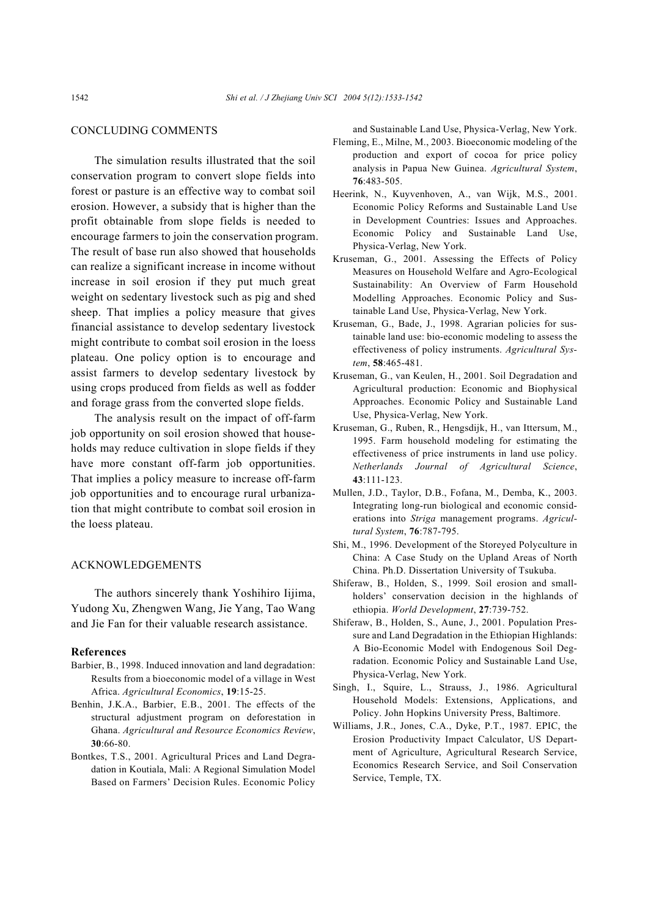## CONCLUDING COMMENTS

The simulation results illustrated that the soil conservation program to convert slope fields into forest or pasture is an effective way to combat soil erosion. However, a subsidy that is higher than the profit obtainable from slope fields is needed to encourage farmers to join the conservation program. The result of base run also showed that households can realize a significant increase in income without increase in soil erosion if they put much great weight on sedentary livestock such as pig and shed sheep. That implies a policy measure that gives financial assistance to develop sedentary livestock might contribute to combat soil erosion in the loess plateau. One policy option is to encourage and assist farmers to develop sedentary livestock by using crops produced from fields as well as fodder and forage grass from the converted slope fields.

The analysis result on the impact of off-farm job opportunity on soil erosion showed that households may reduce cultivation in slope fields if they have more constant off-farm job opportunities. That implies a policy measure to increase off-farm job opportunities and to encourage rural urbanization that might contribute to combat soil erosion in the loess plateau.

## ACKNOWLEDGEMENTS

The authors sincerely thank Yoshihiro Iijima, Yudong Xu, Zhengwen Wang, Jie Yang, Tao Wang and Jie Fan for their valuable research assistance.

### References

Barbier, B., 1998. Induced innovation and land degradation: Results from a bioeconomic model of a village in West Africa. *Agricultural Economics*, **19**:15-25.

Benhin, J.K.A., Barbier, E.B., 2001. The effects of the structural adjustment program on deforestation in Ghana. *Agricultural and Resource Economics Review*, **30**:66-80.

Bontkes, T.S., 2001. Agricultural Prices and Land Degradation in Koutiala, Mali: A Regional Simulation Model Based on Farmers' Decision Rules. Economic Policy and Sustainable Land Use, Physica-Verlag, New York.

Fleming, E., Milne, M., 2003. Bioeconomic modeling of the production and export of cocoa for price policy analysis in Papua New Guinea. *Agricultural System*, **76**:483-505.

Heerink, N., Kuyvenhoven, A., van Wijk, M.S., 2001. Economic Policy Reforms and Sustainable Land Use in Development Countries: Issues and Approaches. Economic Policy and Sustainable Land Use, Physica-Verlag, New York.

Kruseman, G., 2001. Assessing the Effects of Policy Measures on Household Welfare and Agro-Ecological Sustainability: An Overview of Farm Household Modelling Approaches. Economic Policy and Sustainable Land Use, Physica-Verlag, New York.

Kruseman, G., Bade, J., 1998. Agrarian policies for sustainable land use: bio-economic modeling to assess the effectiveness of policy instruments. *Agricultural System*, **58**:465-481.

Kruseman, G., van Keulen, H., 2001. Soil Degradation and Agricultural production: Economic and Biophysical Approaches. Economic Policy and Sustainable Land Use, Physica-Verlag, New York.

Kruseman, G., Ruben, R., Hengsdijk, H., van Ittersum, M., 1995. Farm household modeling for estimating the effectiveness of price instruments in land use policy. *Netherlands Journal of Agricultural Science*, **43**:111-123.

Mullen, J.D., Taylor, D.B., Fofana, M., Demba, K., 2003. Integrating long-run biological and economic considerations into *Striga* management programs. *Agricultural System*, **76**:787-795.

Shi, M., 1996. Development of the Storeyed Polyculture in China: A Case Study on the Upland Areas of North China. Ph.D. Dissertation University of Tsukuba.

Shiferaw, B., Holden, S., 1999. Soil erosion and smallholders' conservation decision in the highlands of ethiopia. *World Development*, **27**:739-752.

Shiferaw, B., Holden, S., Aune, J., 2001. Population Pressure and Land Degradation in the Ethiopian Highlands: A Bio-Economic Model with Endogenous Soil Degradation. Economic Policy and Sustainable Land Use, Physica-Verlag, New York.

Singh, I., Squire, L., Strauss, J., 1986. Agricultural Household Models: Extensions, Applications, and Policy. John Hopkins University Press, Baltimore.

Williams, J.R., Jones, C.A., Dyke, P.T., 1987. EPIC, the Erosion Productivity Impact Calculator, US Department of Agriculture, Agricultural Research Service, Economics Research Service, and Soil Conservation Service, Temple, TX.